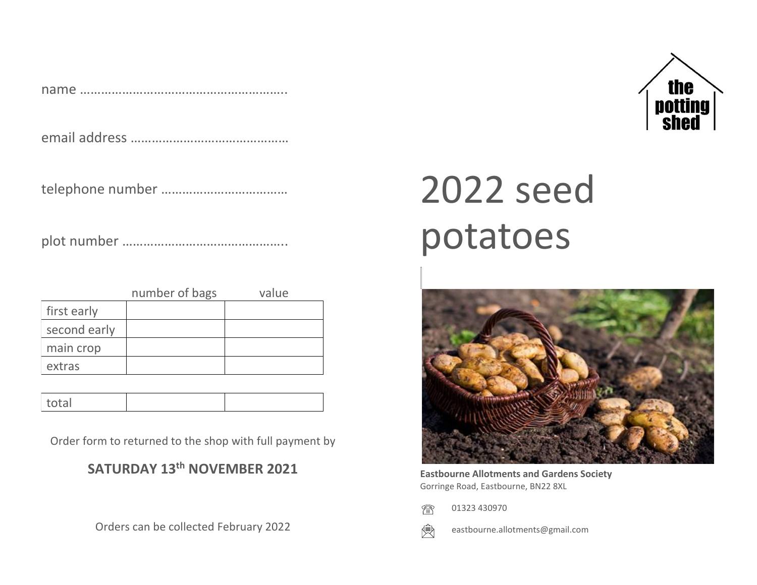name ……………………………………………………..

email address ………………………………………

telephone number ………………………………

plot number ………………………………………..

| | number of bags | value |
|---|---|---|
| first early | | |
| second early | | |
| main crop | | |
| extras | | |

| total | | |
|---|---|---|

Order form to returned to the shop with full payment by

**SATURDAY 13th NOVEMBER 2021**

Orders can be collected February 2022

the potting shed

# 2022 seed potatoes

**Eastbourne Allotments and Gardens Society**
Gorringe Road, Eastbourne, BN22 8XL

☏ 01323 430970

eastbourne.allotments@gmail.com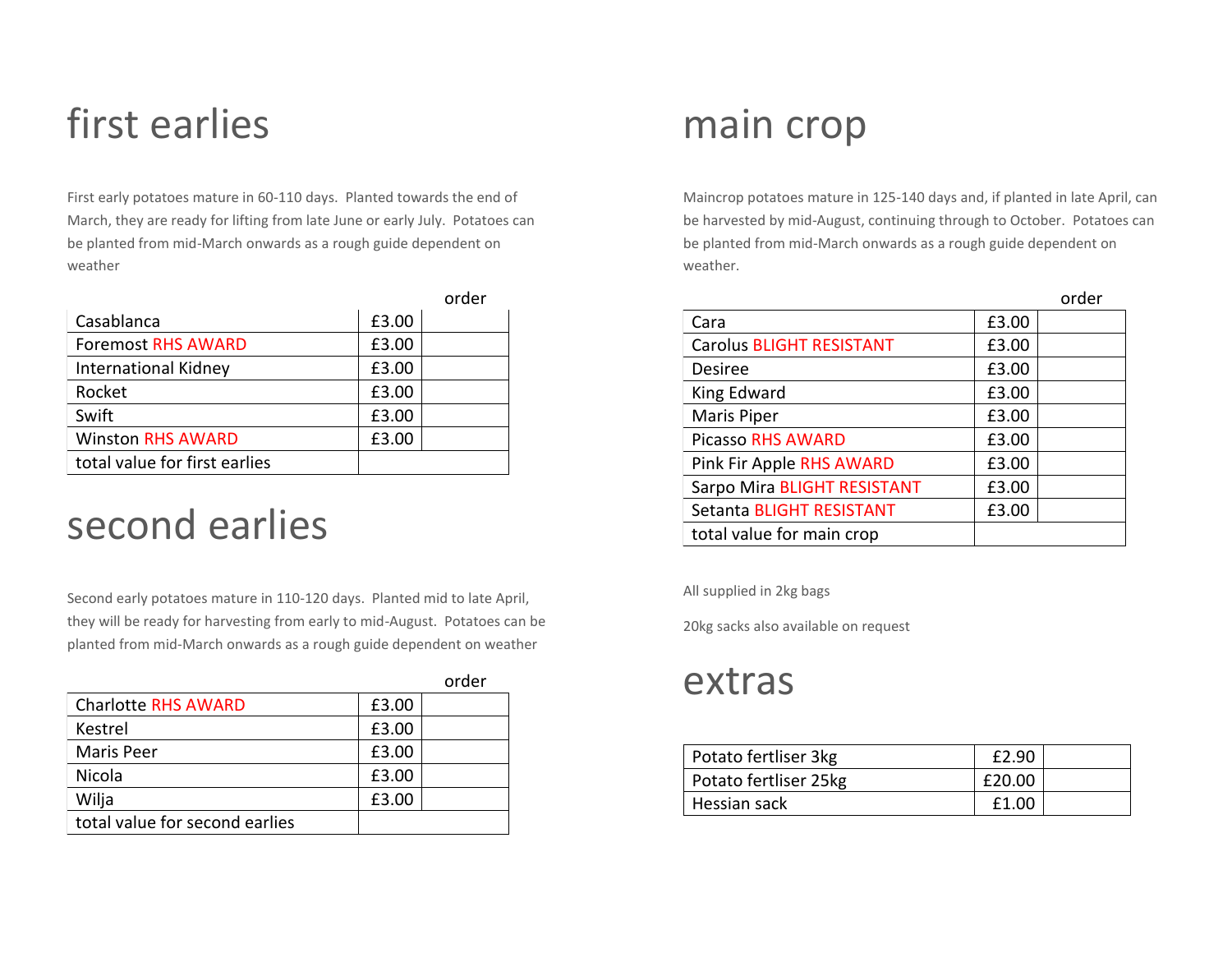# first earlies

First early potatoes mature in 60-110 days. Planted towards the end of March, they are ready for lifting from late June or early July. Potatoes can be planted from mid-March onwards as a rough guide dependent on weather

| | | order |
|---|---|---|
| Casablanca | £3.00 | |
| Foremost RHS AWARD | £3.00 | |
| International Kidney | £3.00 | |
| Rocket | £3.00 | |
| Swift | £3.00 | |
| Winston RHS AWARD | £3.00 | |
| total value for first earlies | | |

# second earlies

Second early potatoes mature in 110-120 days. Planted mid to late April, they will be ready for harvesting from early to mid-August. Potatoes can be planted from mid-March onwards as a rough guide dependent on weather

| | | order |
|---|---|---|
| Charlotte RHS AWARD | £3.00 | |
| Kestrel | £3.00 | |
| Maris Peer | £3.00 | |
| Nicola | £3.00 | |
| Wilja | £3.00 | |
| total value for second earlies | | |

# main crop

Maincrop potatoes mature in 125-140 days and, if planted in late April, can be harvested by mid-August, continuing through to October. Potatoes can be planted from mid-March onwards as a rough guide dependent on weather.

| | | order |
|---|---|---|
| Cara | £3.00 | |
| Carolus BLIGHT RESISTANT | £3.00 | |
| Desiree | £3.00 | |
| King Edward | £3.00 | |
| Maris Piper | £3.00 | |
| Picasso RHS AWARD | £3.00 | |
| Pink Fir Apple RHS AWARD | £3.00 | |
| Sarpo Mira BLIGHT RESISTANT | £3.00 | |
| Setanta BLIGHT RESISTANT | £3.00 | |
| total value for main crop | | |

All supplied in 2kg bags

20kg sacks also available on request

# extras

| | | |
|---|---|---|
| Potato fertliser 3kg | £2.90 | |
| Potato fertliser 25kg | £20.00 | |
| Hessian sack | £1.00 | |